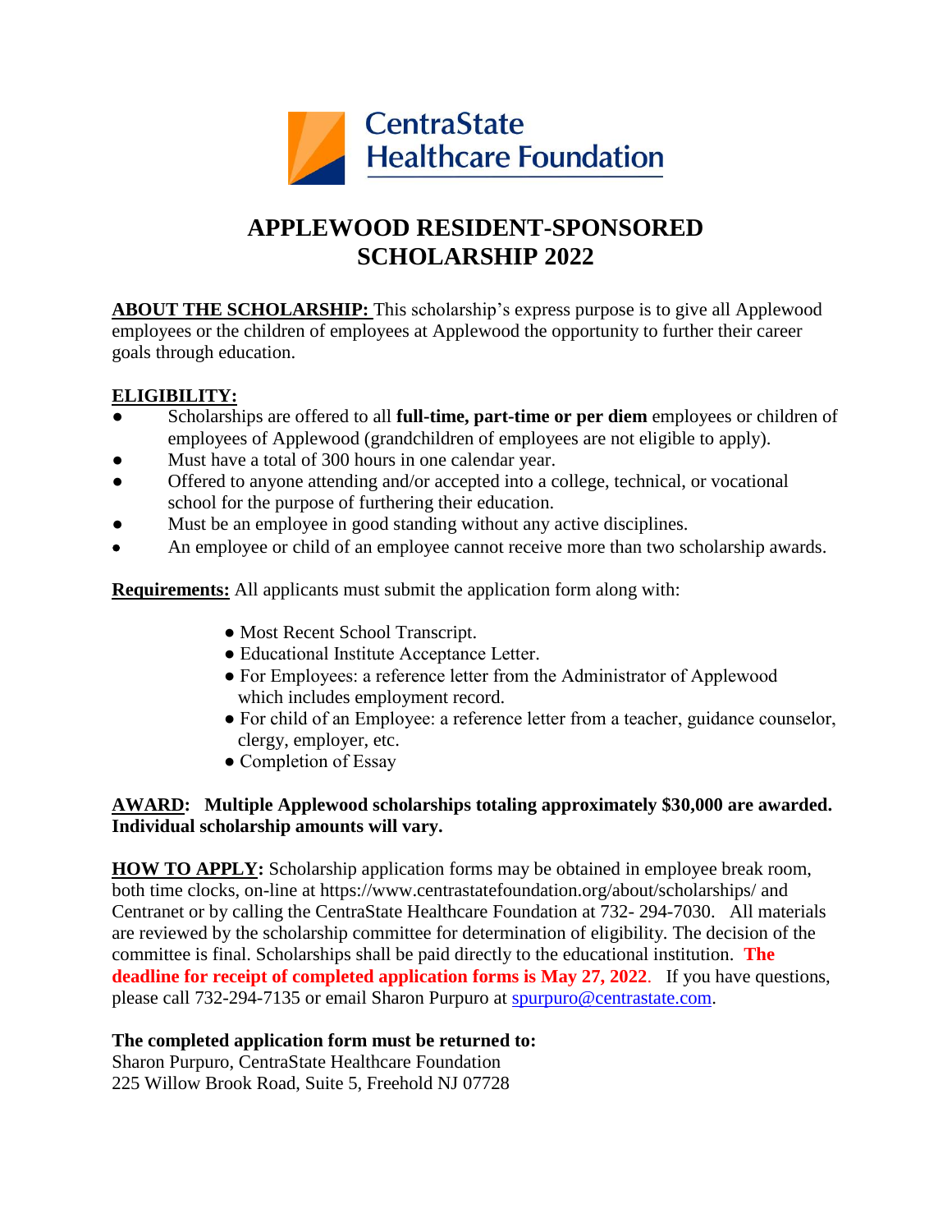CentraState Healthcare Foundation

# APPLEWOOD RESIDENT-SPONSORED SCHOLARSHIP 2022

**ABOUT THE SCHOLARSHIP:** This scholarship's express purpose is to give all Applewood employees or the children of employees at Applewood the opportunity to further their career goals through education.

**ELIGIBILITY:**

- Scholarships are offered to all **full-time, part-time or per diem** employees or children of employees of Applewood (grandchildren of employees are not eligible to apply).
- Must have a total of 300 hours in one calendar year.
- Offered to anyone attending and/or accepted into a college, technical, or vocational school for the purpose of furthering their education.
- Must be an employee in good standing without any active disciplines.
- An employee or child of an employee cannot receive more than two scholarship awards.

**Requirements:** All applicants must submit the application form along with:

- Most Recent School Transcript.
- Educational Institute Acceptance Letter.
- For Employees: a reference letter from the Administrator of Applewood which includes employment record.
- For child of an Employee: a reference letter from a teacher, guidance counselor, clergy, employer, etc.
- Completion of Essay

**AWARD: Multiple Applewood scholarships totaling approximately $30,000 are awarded. Individual scholarship amounts will vary.**

**HOW TO APPLY:** Scholarship application forms may be obtained in employee break room, both time clocks, on-line at https://www.centrastatefoundation.org/about/scholarships/ and Centranet or by calling the CentraState Healthcare Foundation at 732- 294-7030. All materials are reviewed by the scholarship committee for determination of eligibility. The decision of the committee is final. Scholarships shall be paid directly to the educational institution. **The deadline for receipt of completed application forms is May 27, 2022.** If you have questions, please call 732-294-7135 or email Sharon Purpuro at spurpuro@centrastate.com.

**The completed application form must be returned to:**
Sharon Purpuro, CentraState Healthcare Foundation
225 Willow Brook Road, Suite 5, Freehold NJ 07728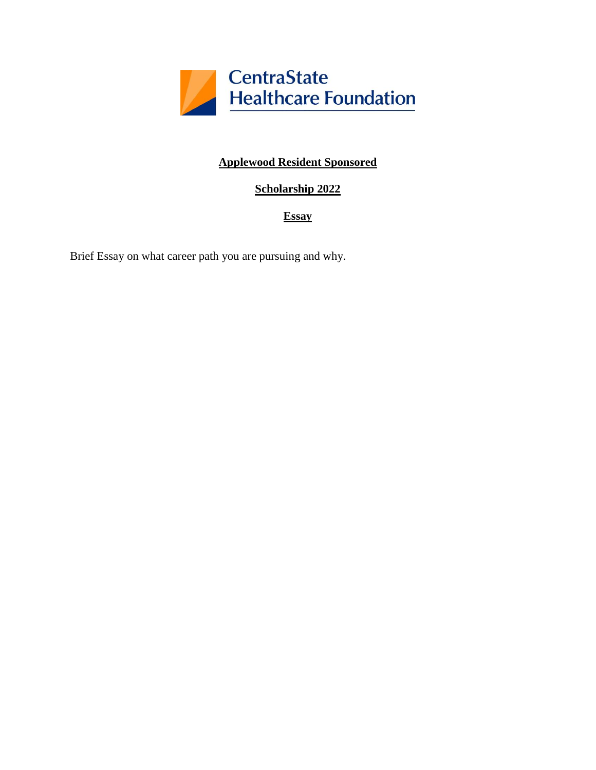CentraState Healthcare Foundation

**Applewood Resident Sponsored**

**Scholarship 2022**

**Essay**

Brief Essay on what career path you are pursuing and why.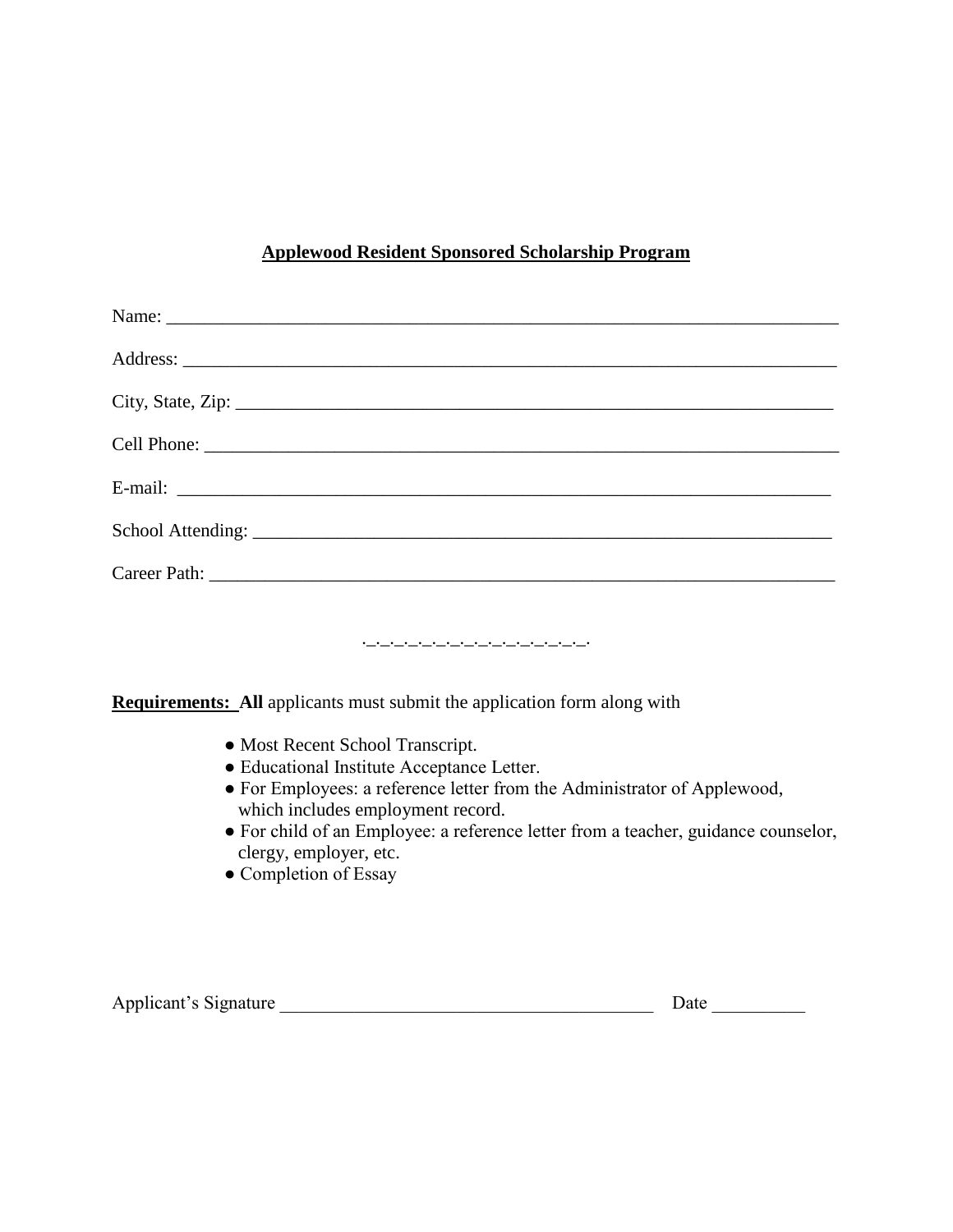**<u>Applewood Resident Sponsored Scholarship Program</u>**

Name: ___________________________________________________________________________

Address: _________________________________________________________________________

City, State, Zip: ____________________________________________________________________

Cell Phone: _______________________________________________________________________

E-mail: __________________________________________________________________________

School Attending: ___________________________________________________________________

Career Path: _______________________________________________________________________

._._._._._._._._._._._._._._._._._._.

**<u>Requirements:</u> All** applicants must submit the application form along with

- Most Recent School Transcript.
- Educational Institute Acceptance Letter.
- For Employees: a reference letter from the Administrator of Applewood, which includes employment record.
- For child of an Employee: a reference letter from a teacher, guidance counselor, clergy, employer, etc.
- Completion of Essay

Applicant's Signature ________________________________________ Date __________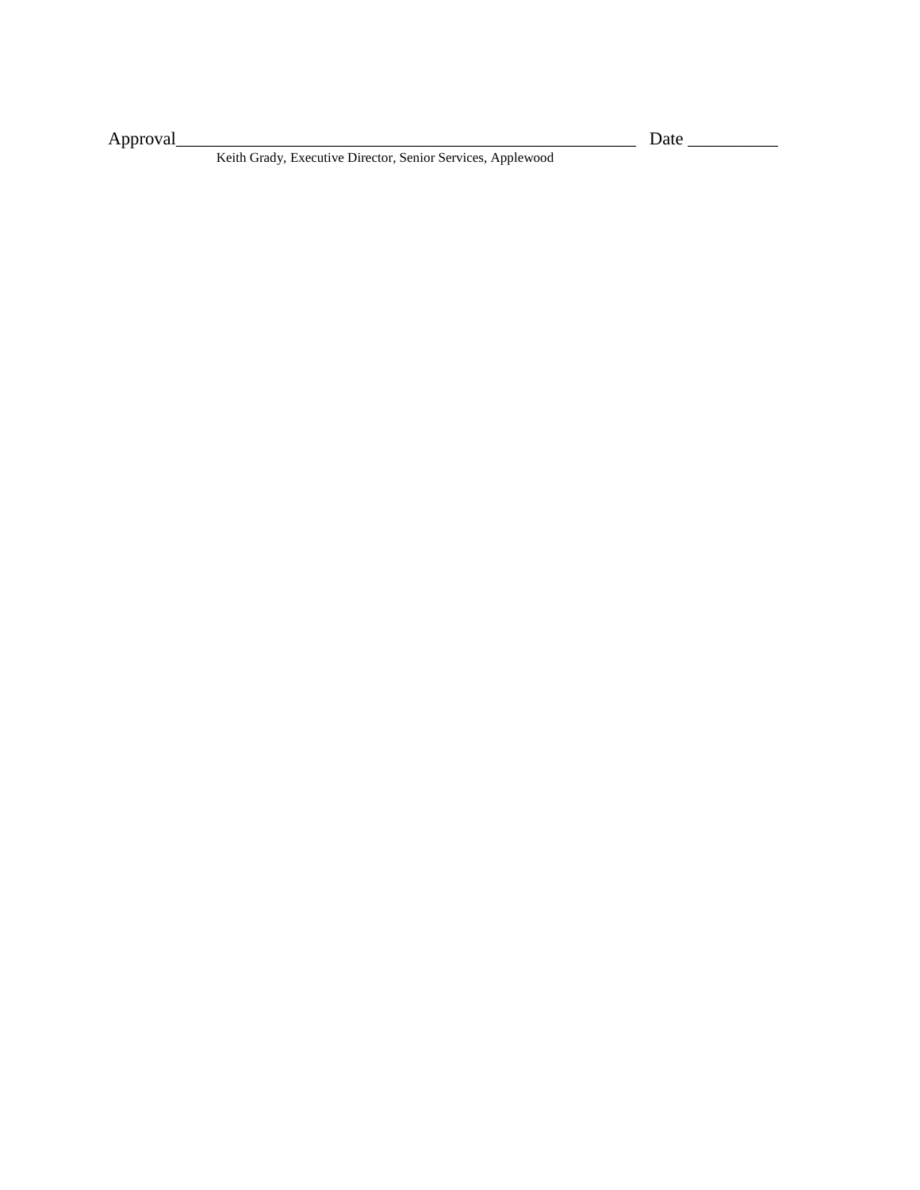Approval_______________________________________________________ Date __________

Keith Grady, Executive Director, Senior Services, Applewood